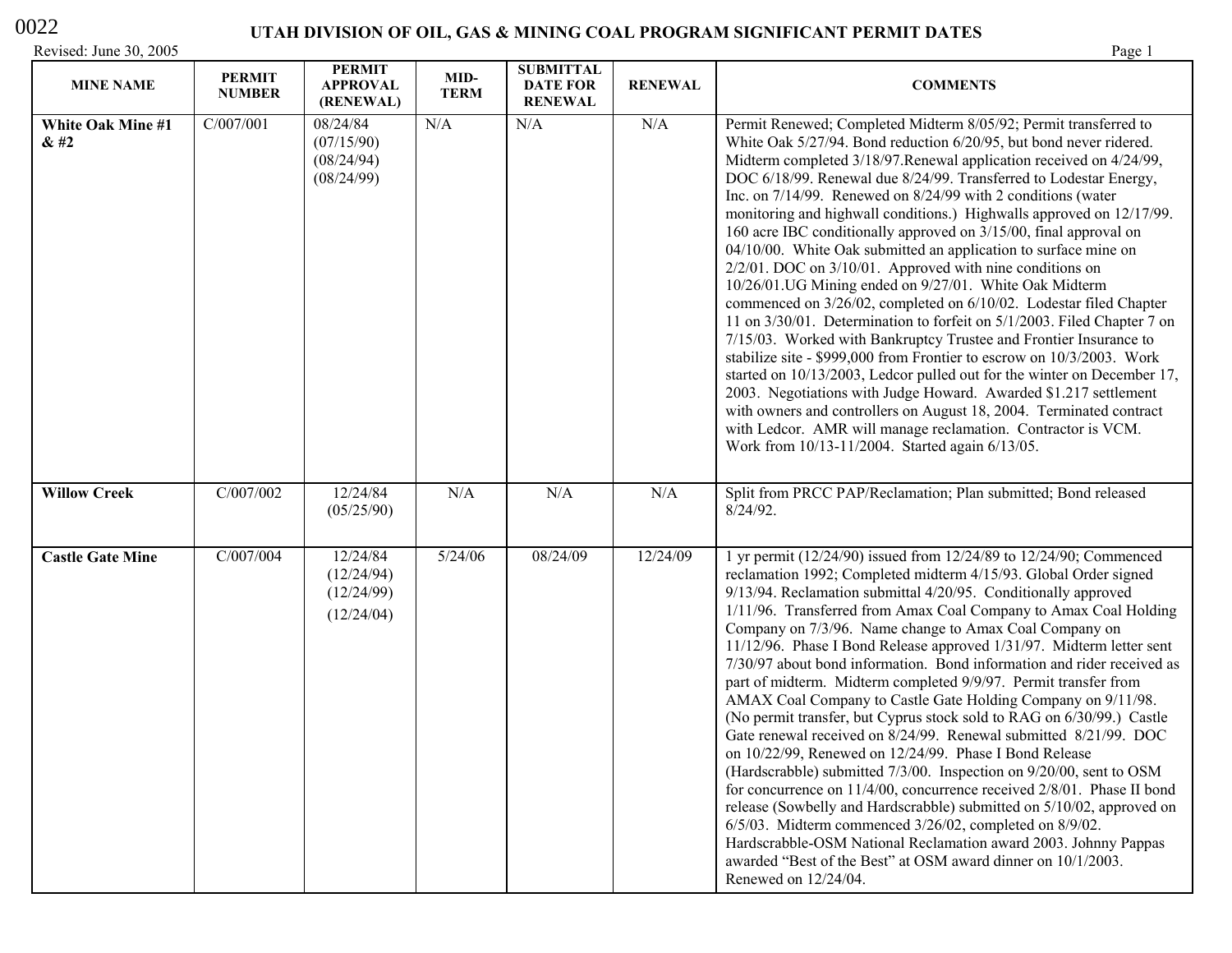# UTAH DIVISION OF OIL, GAS & MINING COAL PROGRAM SIGNIFICANT PERMIT DATES

0022

Revised: June 30, 2005

| MINE NAME | PERMIT NUMBER | PERMIT APPROVAL (RENEWAL) | MID-TERM | SUBMITTAL DATE FOR RENEWAL | RENEWAL | COMMENTS |
|---|---|---|---|---|---|---|
| **White Oak Mine #1 & #2** | C/007/001 | 08/24/84 (07/15/90) (08/24/94) (08/24/99) | N/A | N/A | N/A | Permit Renewed; Completed Midterm 8/05/92; Permit transferred to White Oak 5/27/94. Bond reduction 6/20/95, but bond never ridered. Midterm completed 3/18/97.Renewal application received on 4/24/99, DOC 6/18/99. Renewal due 8/24/99. Transferred to Lodestar Energy, Inc. on 7/14/99. Renewed on 8/24/99 with 2 conditions (water monitoring and highwall conditions.) Highwalls approved on 12/17/99. 160 acre IBC conditionally approved on 3/15/00, final approval on 04/10/00. White Oak submitted an application to surface mine on 2/2/01. DOC on 3/10/01. Approved with nine conditions on 10/26/01.UG Mining ended on 9/27/01. White Oak Midterm commenced on 3/26/02, completed on 6/10/02. Lodestar filed Chapter 11 on 3/30/01. Determination to forfeit on 5/1/2003. Filed Chapter 7 on 7/15/03. Worked with Bankruptcy Trustee and Frontier Insurance to stabilize site - $999,000 from Frontier to escrow on 10/3/2003. Work started on 10/13/2003, Ledcor pulled out for the winter on December 17, 2003. Negotiations with Judge Howard. Awarded $1.217 settlement with owners and controllers on August 18, 2004. Terminated contract with Ledcor. AMR will manage reclamation. Contractor is VCM. Work from 10/13-11/2004. Started again 6/13/05. |
| **Willow Creek** | C/007/002 | 12/24/84 (05/25/90) | N/A | N/A | N/A | Split from PRCC PAP/Reclamation; Plan submitted; Bond released 8/24/92. |
| **Castle Gate Mine** | C/007/004 | 12/24/84 (12/24/94) (12/24/99) (12/24/04) | 5/24/06 | 08/24/09 | 12/24/09 | 1 yr permit (12/24/90) issued from 12/24/89 to 12/24/90; Commenced reclamation 1992; Completed midterm 4/15/93. Global Order signed 9/13/94. Reclamation submittal 4/20/95. Conditionally approved 1/11/96. Transferred from Amax Coal Company to Amax Coal Holding Company on 7/3/96. Name change to Amax Coal Company on 11/12/96. Phase I Bond Release approved 1/31/97. Midterm letter sent 7/30/97 about bond information. Bond information and rider received as part of midterm. Midterm completed 9/9/97. Permit transfer from AMAX Coal Company to Castle Gate Holding Company on 9/11/98. (No permit transfer, but Cyprus stock sold to RAG on 6/30/99.) Castle Gate renewal received on 8/24/99. Renewal submitted 8/21/99. DOC on 10/22/99, Renewed on 12/24/99. Phase I Bond Release (Hardscrabble) submitted 7/3/00. Inspection on 9/20/00, sent to OSM for concurrence on 11/4/00, concurrence received 2/8/01. Phase II bond release (Sowbelly and Hardscrabble) submitted on 5/10/02, approved on 6/5/03. Midterm commenced 3/26/02, completed on 8/9/02. Hardscrabble-OSM National Reclamation award 2003. Johnny Pappas awarded "Best of the Best" at OSM award dinner on 10/1/2003. Renewed on 12/24/04. |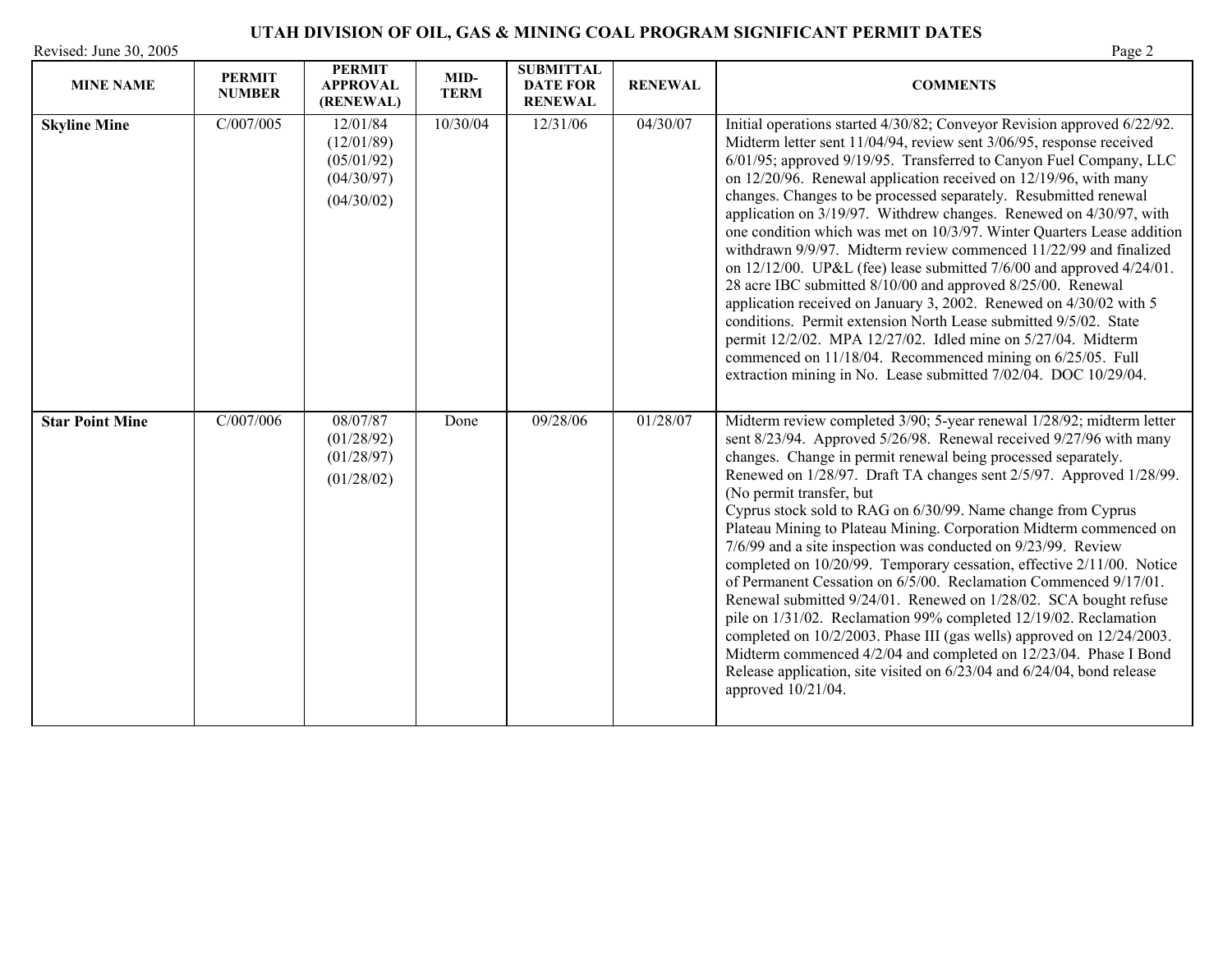# UTAH DIVISION OF OIL, GAS & MINING COAL PROGRAM SIGNIFICANT PERMIT DATES

Revised: June 30, 2005

| MINE NAME | PERMIT NUMBER | PERMIT APPROVAL (RENEWAL) | MID-TERM | SUBMITTAL DATE FOR RENEWAL | RENEWAL | COMMENTS |
|---|---|---|---|---|---|---|
| **Skyline Mine** | C/007/005 | 12/01/84 (12/01/89) (05/01/92) (04/30/97) (04/30/02) | 10/30/04 | 12/31/06 | 04/30/07 | Initial operations started 4/30/82; Conveyor Revision approved 6/22/92. Midterm letter sent 11/04/94, review sent 3/06/95, response received 6/01/95; approved 9/19/95. Transferred to Canyon Fuel Company, LLC on 12/20/96. Renewal application received on 12/19/96, with many changes. Changes to be processed separately. Resubmitted renewal application on 3/19/97. Withdrew changes. Renewed on 4/30/97, with one condition which was met on 10/3/97. Winter Quarters Lease addition withdrawn 9/9/97. Midterm review commenced 11/22/99 and finalized on 12/12/00. UP&L (fee) lease submitted 7/6/00 and approved 4/24/01. 28 acre IBC submitted 8/10/00 and approved 8/25/00. Renewal application received on January 3, 2002. Renewed on 4/30/02 with 5 conditions. Permit extension North Lease submitted 9/5/02. State permit 12/2/02. MPA 12/27/02. Idled mine on 5/27/04. Midterm commenced on 11/18/04. Recommenced mining on 6/25/05. Full extraction mining in No. Lease submitted 7/02/04. DOC 10/29/04. |
| **Star Point Mine** | C/007/006 | 08/07/87 (01/28/92) (01/28/97) (01/28/02) | Done | 09/28/06 | 01/28/07 | Midterm review completed 3/90; 5-year renewal 1/28/92; midterm letter sent 8/23/94. Approved 5/26/98. Renewal received 9/27/96 with many changes. Change in permit renewal being processed separately. Renewed on 1/28/97. Draft TA changes sent 2/5/97. Approved 1/28/99. (No permit transfer, but Cyprus stock sold to RAG on 6/30/99. Name change from Cyprus Plateau Mining to Plateau Mining. Corporation Midterm commenced on 7/6/99 and a site inspection was conducted on 9/23/99. Review completed on 10/20/99. Temporary cessation, effective 2/11/00. Notice of Permanent Cessation on 6/5/00. Reclamation Commenced 9/17/01. Renewal submitted 9/24/01. Renewed on 1/28/02. SCA bought refuse pile on 1/31/02. Reclamation 99% completed 12/19/02. Reclamation completed on 10/2/2003. Phase III (gas wells) approved on 12/24/2003. Midterm commenced 4/2/04 and completed on 12/23/04. Phase I Bond Release application, site visited on 6/23/04 and 6/24/04, bond release approved 10/21/04. |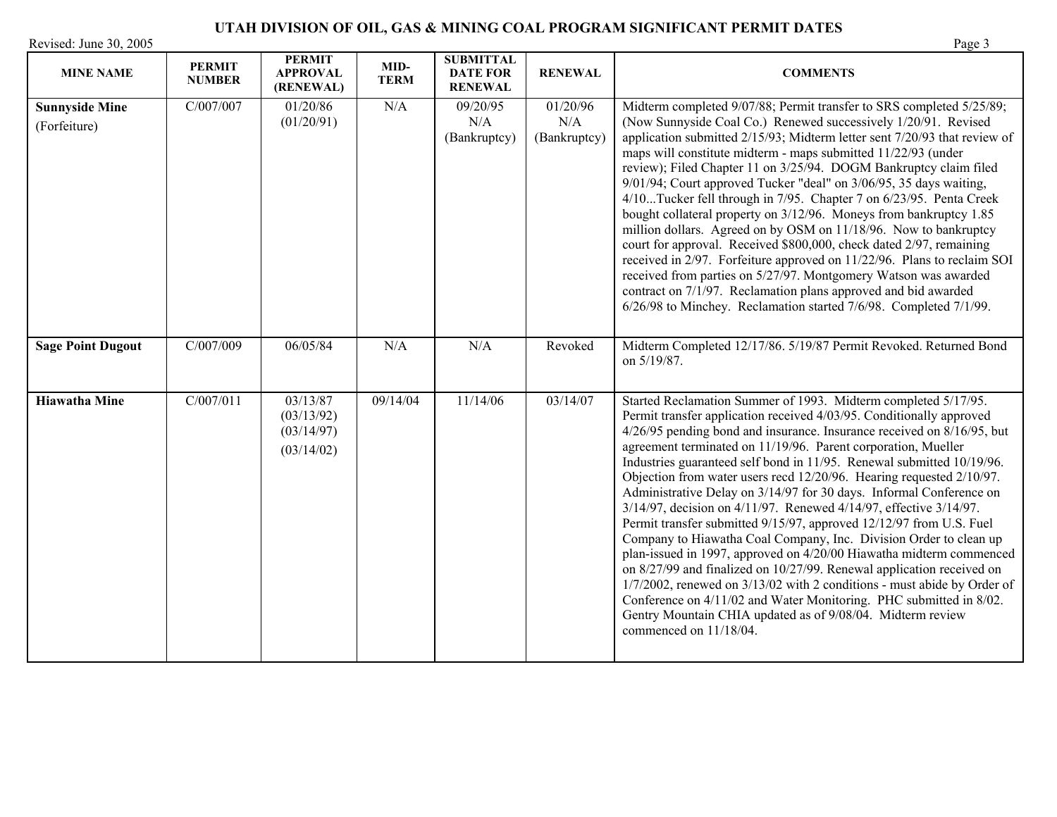# UTAH DIVISION OF OIL, GAS & MINING COAL PROGRAM SIGNIFICANT PERMIT DATES

Revised: June 30, 2005

| MINE NAME | PERMIT NUMBER | PERMIT APPROVAL (RENEWAL) | MID-TERM | SUBMITTAL DATE FOR RENEWAL | RENEWAL | COMMENTS |
|---|---|---|---|---|---|---|
| **Sunnyside Mine** (Forfeiture) | C/007/007 | 01/20/86 (01/20/91) | N/A | 09/20/95 N/A (Bankruptcy) | 01/20/96 N/A (Bankruptcy) | Midterm completed 9/07/88; Permit transfer to SRS completed 5/25/89; (Now Sunnyside Coal Co.) Renewed successively 1/20/91. Revised application submitted 2/15/93; Midterm letter sent 7/20/93 that review of maps will constitute midterm - maps submitted 11/22/93 (under review); Filed Chapter 11 on 3/25/94. DOGM Bankruptcy claim filed 9/01/94; Court approved Tucker "deal" on 3/06/95, 35 days waiting, 4/10...Tucker fell through in 7/95. Chapter 7 on 6/23/95. Penta Creek bought collateral property on 3/12/96. Moneys from bankruptcy 1.85 million dollars. Agreed on by OSM on 11/18/96. Now to bankruptcy court for approval. Received $800,000, check dated 2/97, remaining received in 2/97. Forfeiture approved on 11/22/96. Plans to reclaim SOI received from parties on 5/27/97. Montgomery Watson was awarded contract on 7/1/97. Reclamation plans approved and bid awarded 6/26/98 to Minchey. Reclamation started 7/6/98. Completed 7/1/99. |
| **Sage Point Dugout** | C/007/009 | 06/05/84 | N/A | N/A | Revoked | Midterm Completed 12/17/86. 5/19/87 Permit Revoked. Returned Bond on 5/19/87. |
| **Hiawatha Mine** | C/007/011 | 03/13/87 (03/13/92) (03/14/97) (03/14/02) | 09/14/04 | 11/14/06 | 03/14/07 | Started Reclamation Summer of 1993. Midterm completed 5/17/95. Permit transfer application received 4/03/95. Conditionally approved 4/26/95 pending bond and insurance. Insurance received on 8/16/95, but agreement terminated on 11/19/96. Parent corporation, Mueller Industries guaranteed self bond in 11/95. Renewal submitted 10/19/96. Objection from water users recd 12/20/96. Hearing requested 2/10/97. Administrative Delay on 3/14/97 for 30 days. Informal Conference on 3/14/97, decision on 4/11/97. Renewed 4/14/97, effective 3/14/97. Permit transfer submitted 9/15/97, approved 12/12/97 from U.S. Fuel Company to Hiawatha Coal Company, Inc. Division Order to clean up plan-issued in 1997, approved on 4/20/00 Hiawatha midterm commenced on 8/27/99 and finalized on 10/27/99. Renewal application received on 1/7/2002, renewed on 3/13/02 with 2 conditions - must abide by Order of Conference on 4/11/02 and Water Monitoring. PHC submitted in 8/02. Gentry Mountain CHIA updated as of 9/08/04. Midterm review commenced on 11/18/04. |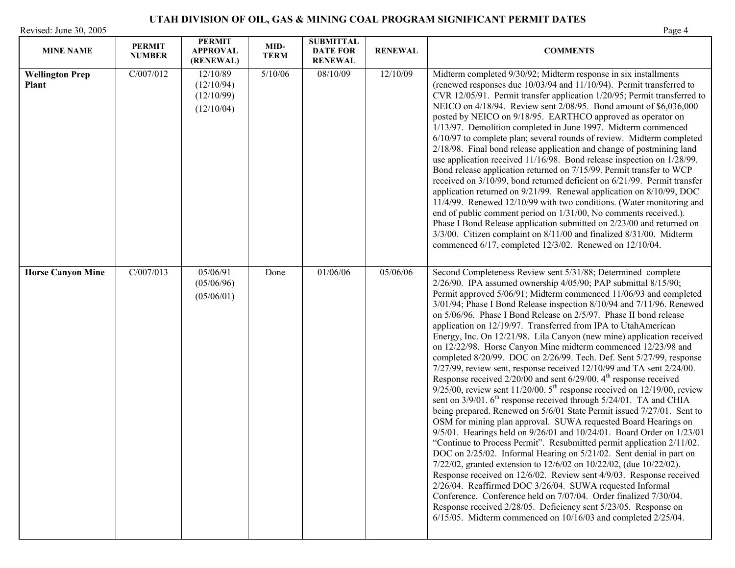# UTAH DIVISION OF OIL, GAS & MINING COAL PROGRAM SIGNIFICANT PERMIT DATES

Revised: June 30, 2005

| MINE NAME | PERMIT NUMBER | PERMIT APPROVAL (RENEWAL) | MID-TERM | SUBMITTAL DATE FOR RENEWAL | RENEWAL | COMMENTS |
|---|---|---|---|---|---|---|
| **Wellington Prep Plant** | C/007/012 | 12/10/89 (12/10/94) (12/10/99) (12/10/04) | 5/10/06 | 08/10/09 | 12/10/09 | Midterm completed 9/30/92; Midterm response in six installments (renewed responses due 10/03/94 and 11/10/94). Permit transferred to CVR 12/05/91. Permit transfer application 1/20/95; Permit transferred to NEICO on 4/18/94. Review sent 2/08/95. Bond amount of $6,036,000 posted by NEICO on 9/18/95. EARTHCO approved as operator on 1/13/97. Demolition completed in June 1997. Midterm commenced 6/10/97 to complete plan; several rounds of review. Midterm completed 2/18/98. Final bond release application and change of postmining land use application received 11/16/98. Bond release inspection on 1/28/99. Bond release application returned on 7/15/99. Permit transfer to WCP received on 3/10/99, bond returned deficient on 6/21/99. Permit transfer application returned on 9/21/99. Renewal application on 8/10/99, DOC 11/4/99. Renewed 12/10/99 with two conditions. (Water monitoring and end of public comment period on 1/31/00, No comments received.). Phase I Bond Release application submitted on 2/23/00 and returned on 3/3/00. Citizen complaint on 8/11/00 and finalized 8/31/00. Midterm commenced 6/17, completed 12/3/02. Renewed on 12/10/04. |
| **Horse Canyon Mine** | C/007/013 | 05/06/91 (05/06/96) (05/06/01) | Done | 01/06/06 | 05/06/06 | Second Completeness Review sent 5/31/88; Determined complete 2/26/90. IPA assumed ownership 4/05/90; PAP submittal 8/15/90; Permit approved 5/06/91; Midterm commenced 11/06/93 and completed 3/01/94; Phase I Bond Release inspection 8/10/94 and 7/11/96. Renewed on 5/06/96. Phase I Bond Release on 2/5/97. Phase II bond release application on 12/19/97. Transferred from IPA to UtahAmerican Energy, Inc. On 12/21/98. Lila Canyon (new mine) application received on 12/22/98. Horse Canyon Mine midterm commenced 12/23/98 and completed 8/20/99. DOC on 2/26/99. Tech. Def. Sent 5/27/99, response 7/27/99, review sent, response received 12/10/99 and TA sent 2/24/00. Response received 2/20/00 and sent 6/29/00. 4th response received 9/25/00, review sent 11/20/00. 5th response received on 12/19/00, review sent on 3/9/01. 6th response received through 5/24/01. TA and CHIA being prepared. Renewed on 5/6/01 State Permit issued 7/27/01. Sent to OSM for mining plan approval. SUWA requested Board Hearings on 9/5/01. Hearings held on 9/26/01 and 10/24/01. Board Order on 1/23/01 "Continue to Process Permit". Resubmitted permit application 2/11/02. DOC on 2/25/02. Informal Hearing on 5/21/02. Sent denial in part on 7/22/02, granted extension to 12/6/02 on 10/22/02, (due 10/22/02). Response received on 12/6/02. Review sent 4/9/03. Response received 2/26/04. Reaffirmed DOC 3/26/04. SUWA requested Informal Conference. Conference held on 7/07/04. Order finalized 7/30/04. Response received 2/28/05. Deficiency sent 5/23/05. Response on 6/15/05. Midterm commenced on 10/16/03 and completed 2/25/04. |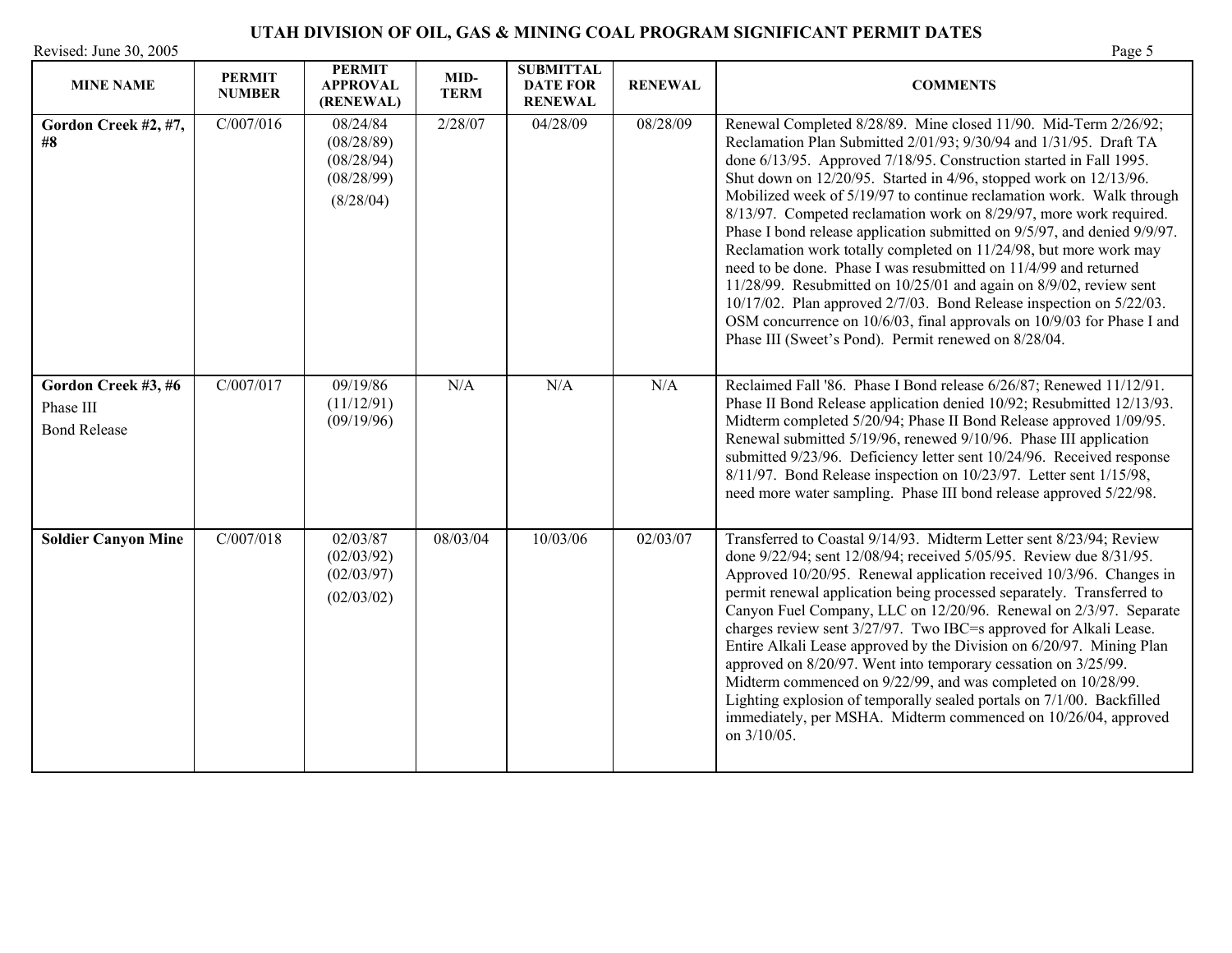# UTAH DIVISION OF OIL, GAS & MINING COAL PROGRAM SIGNIFICANT PERMIT DATES

Revised: June 30, 2005

| MINE NAME | PERMIT NUMBER | PERMIT APPROVAL (RENEWAL) | MID-TERM | SUBMITTAL DATE FOR RENEWAL | RENEWAL | COMMENTS |
|---|---|---|---|---|---|---|
| **Gordon Creek #2, #7, #8** | C/007/016 | 08/24/84 (08/28/89) (08/28/94) (08/28/99) (8/28/04) | 2/28/07 | 04/28/09 | 08/28/09 | Renewal Completed 8/28/89. Mine closed 11/90. Mid-Term 2/26/92; Reclamation Plan Submitted 2/01/93; 9/30/94 and 1/31/95. Draft TA done 6/13/95. Approved 7/18/95. Construction started in Fall 1995. Shut down on 12/20/95. Started in 4/96, stopped work on 12/13/96. Mobilized week of 5/19/97 to continue reclamation work. Walk through 8/13/97. Competed reclamation work on 8/29/97, more work required. Phase I bond release application submitted on 9/5/97, and denied 9/9/97. Reclamation work totally completed on 11/24/98, but more work may need to be done. Phase I was resubmitted on 11/4/99 and returned 11/28/99. Resubmitted on 10/25/01 and again on 8/9/02, review sent 10/17/02. Plan approved 2/7/03. Bond Release inspection on 5/22/03. OSM concurrence on 10/6/03, final approvals on 10/9/03 for Phase I and Phase III (Sweet's Pond). Permit renewed on 8/28/04. |
| **Gordon Creek #3, #6** Phase III Bond Release | C/007/017 | 09/19/86 (11/12/91) (09/19/96) | N/A | N/A | N/A | Reclaimed Fall '86. Phase I Bond release 6/26/87; Renewed 11/12/91. Phase II Bond Release application denied 10/92; Resubmitted 12/13/93. Midterm completed 5/20/94; Phase II Bond Release approved 1/09/95. Renewal submitted 5/19/96, renewed 9/10/96. Phase III application submitted 9/23/96. Deficiency letter sent 10/24/96. Received response 8/11/97. Bond Release inspection on 10/23/97. Letter sent 1/15/98, need more water sampling. Phase III bond release approved 5/22/98. |
| **Soldier Canyon Mine** | C/007/018 | 02/03/87 (02/03/92) (02/03/97) (02/03/02) | 08/03/04 | 10/03/06 | 02/03/07 | Transferred to Coastal 9/14/93. Midterm Letter sent 8/23/94; Review done 9/22/94; sent 12/08/94; received 5/05/95. Review due 8/31/95. Approved 10/20/95. Renewal application received 10/3/96. Changes in permit renewal application being processed separately. Transferred to Canyon Fuel Company, LLC on 12/20/96. Renewal on 2/3/97. Separate charges review sent 3/27/97. Two IBC=s approved for Alkali Lease. Entire Alkali Lease approved by the Division on 6/20/97. Mining Plan approved on 8/20/97. Went into temporary cessation on 3/25/99. Midterm commenced on 9/22/99, and was completed on 10/28/99. Lighting explosion of temporally sealed portals on 7/1/00. Backfilled immediately, per MSHA. Midterm commenced on 10/26/04, approved on 3/10/05. |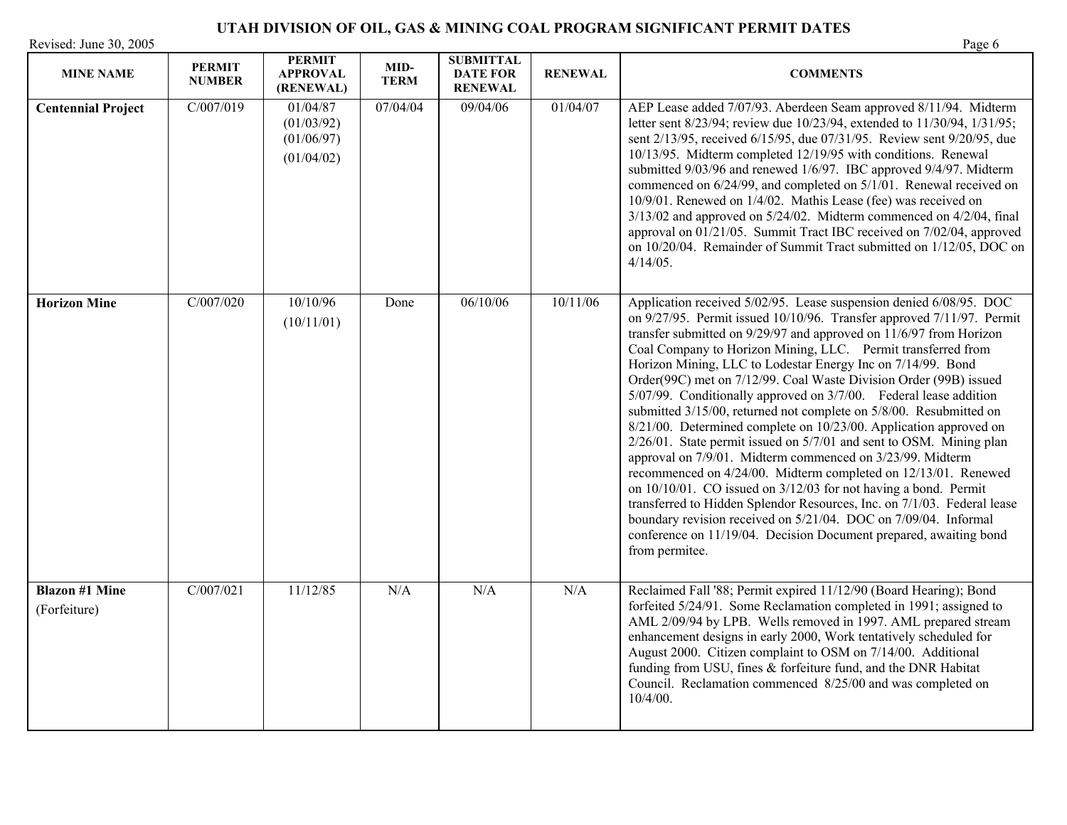# UTAH DIVISION OF OIL, GAS & MINING COAL PROGRAM SIGNIFICANT PERMIT DATES

Revised: June 30, 2005

| MINE NAME | PERMIT NUMBER | PERMIT APPROVAL (RENEWAL) | MID-TERM | SUBMITTAL DATE FOR RENEWAL | RENEWAL | COMMENTS |
|---|---|---|---|---|---|---|
| **Centennial Project** | C/007/019 | 01/04/87 (01/03/92) (01/06/97) (01/04/02) | 07/04/04 | 09/04/06 | 01/04/07 | AEP Lease added 7/07/93. Aberdeen Seam approved 8/11/94. Midterm letter sent 8/23/94; review due 10/23/94, extended to 11/30/94, 1/31/95; sent 2/13/95, received 6/15/95, due 07/31/95. Review sent 9/20/95, due 10/13/95. Midterm completed 12/19/95 with conditions. Renewal submitted 9/03/96 and renewed 1/6/97. IBC approved 9/4/97. Midterm commenced on 6/24/99, and completed on 5/1/01. Renewal received on 10/9/01. Renewed on 1/4/02. Mathis Lease (fee) was received on 3/13/02 and approved on 5/24/02. Midterm commenced on 4/2/04, final approval on 01/21/05. Summit Tract IBC received on 7/02/04, approved on 10/20/04. Remainder of Summit Tract submitted on 1/12/05, DOC on 4/14/05. |
| **Horizon Mine** | C/007/020 | 10/10/96 (10/11/01) | Done | 06/10/06 | 10/11/06 | Application received 5/02/95. Lease suspension denied 6/08/95. DOC on 9/27/95. Permit issued 10/10/96. Transfer approved 7/11/97. Permit transfer submitted on 9/29/97 and approved on 11/6/97 from Horizon Coal Company to Horizon Mining, LLC. Permit transferred from Horizon Mining, LLC to Lodestar Energy Inc on 7/14/99. Bond Order(99C) met on 7/12/99. Coal Waste Division Order (99B) issued 5/07/99. Conditionally approved on 3/7/00. Federal lease addition submitted 3/15/00, returned not complete on 5/8/00. Resubmitted on 8/21/00. Determined complete on 10/23/00. Application approved on 2/26/01. State permit issued on 5/7/01 and sent to OSM. Mining plan approval on 7/9/01. Midterm commenced on 3/23/99. Midterm recommenced on 4/24/00. Midterm completed on 12/13/01. Renewed on 10/10/01. CO issued on 3/12/03 for not having a bond. Permit transferred to Hidden Splendor Resources, Inc. on 7/1/03. Federal lease boundary revision received on 5/21/04. DOC on 7/09/04. Informal conference on 11/19/04. Decision Document prepared, awaiting bond from permitee. |
| **Blazon #1 Mine** (Forfeiture) | C/007/021 | 11/12/85 | N/A | N/A | N/A | Reclaimed Fall '88; Permit expired 11/12/90 (Board Hearing); Bond forfeited 5/24/91. Some Reclamation completed in 1991; assigned to AML 2/09/94 by LPB. Wells removed in 1997. AML prepared stream enhancement designs in early 2000, Work tentatively scheduled for August 2000. Citizen complaint to OSM on 7/14/00. Additional funding from USU, fines & forfeiture fund, and the DNR Habitat Council. Reclamation commenced 8/25/00 and was completed on 10/4/00. |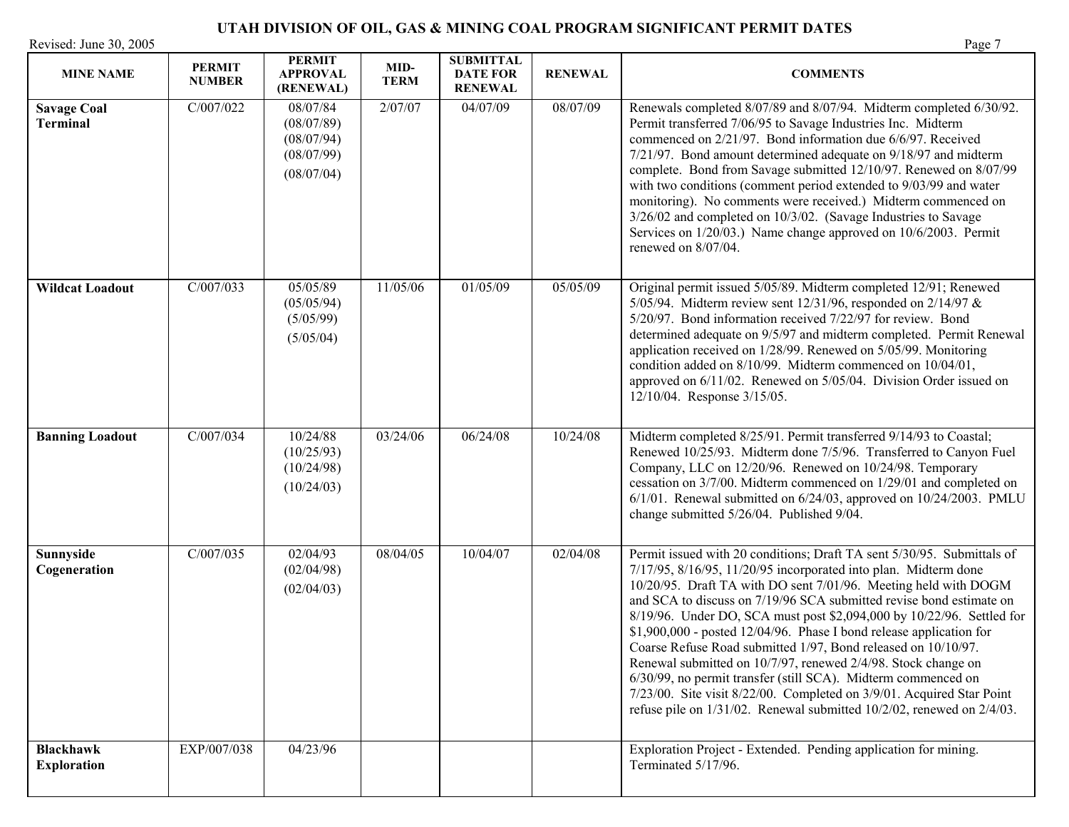# UTAH DIVISION OF OIL, GAS & MINING COAL PROGRAM SIGNIFICANT PERMIT DATES

Revised: June 30, 2005

| MINE NAME | PERMIT NUMBER | PERMIT APPROVAL (RENEWAL) | MID-TERM | SUBMITTAL DATE FOR RENEWAL | RENEWAL | COMMENTS |
|---|---|---|---|---|---|---|
| **Savage Coal Terminal** | C/007/022 | 08/07/84 (08/07/89) (08/07/94) (08/07/99) (08/07/04) | 2/07/07 | 04/07/09 | 08/07/09 | Renewals completed 8/07/89 and 8/07/94. Midterm completed 6/30/92. Permit transferred 7/06/95 to Savage Industries Inc. Midterm commenced on 2/21/97. Bond information due 6/6/97. Received 7/21/97. Bond amount determined adequate on 9/18/97 and midterm complete. Bond from Savage submitted 12/10/97. Renewed on 8/07/99 with two conditions (comment period extended to 9/03/99 and water monitoring). No comments were received.) Midterm commenced on 3/26/02 and completed on 10/3/02. (Savage Industries to Savage Services on 1/20/03.) Name change approved on 10/6/2003. Permit renewed on 8/07/04. |
| **Wildcat Loadout** | C/007/033 | 05/05/89 (05/05/94) (5/05/99) (5/05/04) | 11/05/06 | 01/05/09 | 05/05/09 | Original permit issued 5/05/89. Midterm completed 12/91; Renewed 5/05/94. Midterm review sent 12/31/96, responded on 2/14/97 & 5/20/97. Bond information received 7/22/97 for review. Bond determined adequate on 9/5/97 and midterm completed. Permit Renewal application received on 1/28/99. Renewed on 5/05/99. Monitoring condition added on 8/10/99. Midterm commenced on 10/04/01, approved on 6/11/02. Renewed on 5/05/04. Division Order issued on 12/10/04. Response 3/15/05. |
| **Banning Loadout** | C/007/034 | 10/24/88 (10/25/93) (10/24/98) (10/24/03) | 03/24/06 | 06/24/08 | 10/24/08 | Midterm completed 8/25/91. Permit transferred 9/14/93 to Coastal; Renewed 10/25/93. Midterm done 7/5/96. Transferred to Canyon Fuel Company, LLC on 12/20/96. Renewed on 10/24/98. Temporary cessation on 3/7/00. Midterm commenced on 1/29/01 and completed on 6/1/01. Renewal submitted on 6/24/03, approved on 10/24/2003. PMLU change submitted 5/26/04. Published 9/04. |
| **Sunnyside Cogeneration** | C/007/035 | 02/04/93 (02/04/98) (02/04/03) | 08/04/05 | 10/04/07 | 02/04/08 | Permit issued with 20 conditions; Draft TA sent 5/30/95. Submittals of 7/17/95, 8/16/95, 11/20/95 incorporated into plan. Midterm done 10/20/95. Draft TA with DO sent 7/01/96. Meeting held with DOGM and SCA to discuss on 7/19/96 SCA submitted revise bond estimate on 8/19/96. Under DO, SCA must post $2,094,000 by 10/22/96. Settled for $1,900,000 - posted 12/04/96. Phase I bond release application for Coarse Refuse Road submitted 1/97, Bond released on 10/10/97. Renewal submitted on 10/7/97, renewed 2/4/98. Stock change on 6/30/99, no permit transfer (still SCA). Midterm commenced on 7/23/00. Site visit 8/22/00. Completed on 3/9/01. Acquired Star Point refuse pile on 1/31/02. Renewal submitted 10/2/02, renewed on 2/4/03. |
| **Blackhawk Exploration** | EXP/007/038 | 04/23/96 | | | | Exploration Project - Extended. Pending application for mining. Terminated 5/17/96. |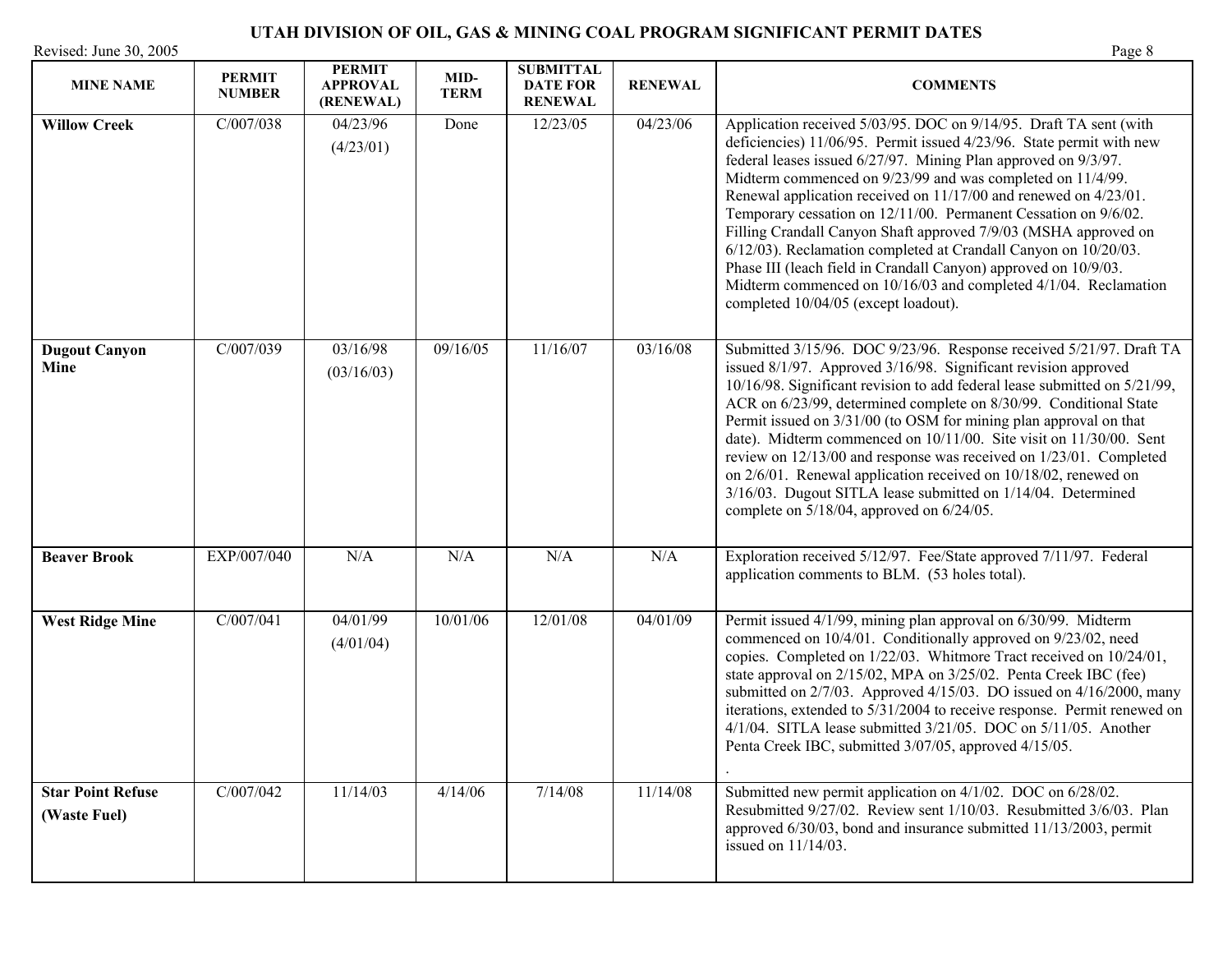# UTAH DIVISION OF OIL, GAS & MINING COAL PROGRAM SIGNIFICANT PERMIT DATES

Revised: June 30, 2005

| MINE NAME | PERMIT NUMBER | PERMIT APPROVAL (RENEWAL) | MID-TERM | SUBMITTAL DATE FOR RENEWAL | RENEWAL | COMMENTS |
|---|---|---|---|---|---|---|
| **Willow Creek** | C/007/038 | 04/23/96 (4/23/01) | Done | 12/23/05 | 04/23/06 | Application received 5/03/95. DOC on 9/14/95. Draft TA sent (with deficiencies) 11/06/95. Permit issued 4/23/96. State permit with new federal leases issued 6/27/97. Mining Plan approved on 9/3/97. Midterm commenced on 9/23/99 and was completed on 11/4/99. Renewal application received on 11/17/00 and renewed on 4/23/01. Temporary cessation on 12/11/00. Permanent Cessation on 9/6/02. Filling Crandall Canyon Shaft approved 7/9/03 (MSHA approved on 6/12/03). Reclamation completed at Crandall Canyon on 10/20/03. Phase III (leach field in Crandall Canyon) approved on 10/9/03. Midterm commenced on 10/16/03 and completed 4/1/04. Reclamation completed 10/04/05 (except loadout). |
| **Dugout Canyon Mine** | C/007/039 | 03/16/98 (03/16/03) | 09/16/05 | 11/16/07 | 03/16/08 | Submitted 3/15/96. DOC 9/23/96. Response received 5/21/97. Draft TA issued 8/1/97. Approved 3/16/98. Significant revision approved 10/16/98. Significant revision to add federal lease submitted on 5/21/99, ACR on 6/23/99, determined complete on 8/30/99. Conditional State Permit issued on 3/31/00 (to OSM for mining plan approval on that date). Midterm commenced on 10/11/00. Site visit on 11/30/00. Sent review on 12/13/00 and response was received on 1/23/01. Completed on 2/6/01. Renewal application received on 10/18/02, renewed on 3/16/03. Dugout SITLA lease submitted on 1/14/04. Determined complete on 5/18/04, approved on 6/24/05. |
| **Beaver Brook** | EXP/007/040 | N/A | N/A | N/A | N/A | Exploration received 5/12/97. Fee/State approved 7/11/97. Federal application comments to BLM. (53 holes total). |
| **West Ridge Mine** | C/007/041 | 04/01/99 (4/01/04) | 10/01/06 | 12/01/08 | 04/01/09 | Permit issued 4/1/99, mining plan approval on 6/30/99. Midterm commenced on 10/4/01. Conditionally approved on 9/23/02, need copies. Completed on 1/22/03. Whitmore Tract received on 10/24/01, state approval on 2/15/02, MPA on 3/25/02. Penta Creek IBC (fee) submitted on 2/7/03. Approved 4/15/03. DO issued on 4/16/2000, many iterations, extended to 5/31/2004 to receive response. Permit renewed on 4/1/04. SITLA lease submitted 3/21/05. DOC on 5/11/05. Another Penta Creek IBC, submitted 3/07/05, approved 4/15/05. . |
| **Star Point Refuse (Waste Fuel)** | C/007/042 | 11/14/03 | 4/14/06 | 7/14/08 | 11/14/08 | Submitted new permit application on 4/1/02. DOC on 6/28/02. Resubmitted 9/27/02. Review sent 1/10/03. Resubmitted 3/6/03. Plan approved 6/30/03, bond and insurance submitted 11/13/2003, permit issued on 11/14/03. |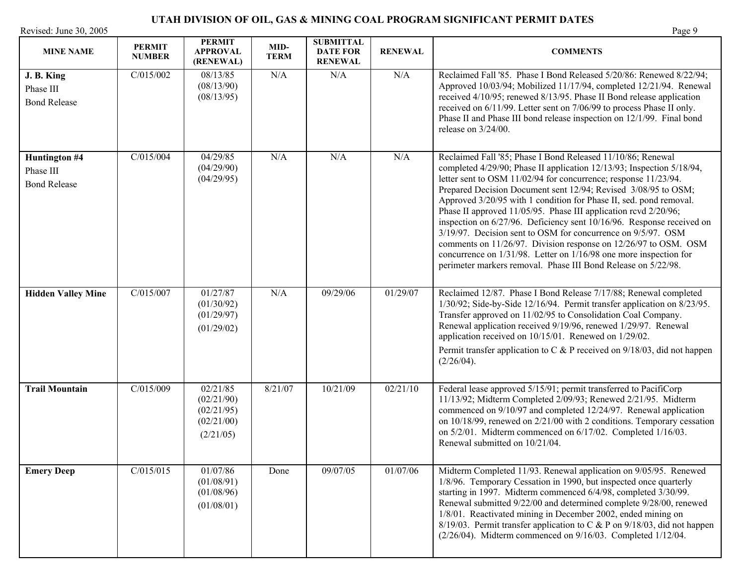# UTAH DIVISION OF OIL, GAS & MINING COAL PROGRAM SIGNIFICANT PERMIT DATES

Revised: June 30, 2005

| MINE NAME | PERMIT NUMBER | PERMIT APPROVAL (RENEWAL) | MID-TERM | SUBMITTAL DATE FOR RENEWAL | RENEWAL | COMMENTS |
|---|---|---|---|---|---|---|
| **J. B. King** Phase III Bond Release | C/015/002 | 08/13/85 (08/13/90) (08/13/95) | N/A | N/A | N/A | Reclaimed Fall '85. Phase I Bond Released 5/20/86: Renewed 8/22/94; Approved 10/03/94; Mobilized 11/17/94, completed 12/21/94. Renewal received 4/10/95; renewed 8/13/95. Phase II Bond release application received on 6/11/99. Letter sent on 7/06/99 to process Phase II only. Phase II and Phase III bond release inspection on 12/1/99. Final bond release on 3/24/00. |
| **Huntington #4** Phase III Bond Release | C/015/004 | 04/29/85 (04/29/90) (04/29/95) | N/A | N/A | N/A | Reclaimed Fall '85; Phase I Bond Released 11/10/86; Renewal completed 4/29/90; Phase II application 12/13/93; Inspection 5/18/94, letter sent to OSM 11/02/94 for concurrence; response 11/23/94. Prepared Decision Document sent 12/94; Revised 3/08/95 to OSM; Approved 3/20/95 with 1 condition for Phase II, sed. pond removal. Phase II approved 11/05/95. Phase III application rcvd 2/20/96; inspection on 6/27/96. Deficiency sent 10/16/96. Response received on 3/19/97. Decision sent to OSM for concurrence on 9/5/97. OSM comments on 11/26/97. Division response on 12/26/97 to OSM. OSM concurrence on 1/31/98. Letter on 1/16/98 one more inspection for perimeter markers removal. Phase III Bond Release on 5/22/98. |
| **Hidden Valley Mine** | C/015/007 | 01/27/87 (01/30/92) (01/29/97) (01/29/02) | N/A | 09/29/06 | 01/29/07 | Reclaimed 12/87. Phase I Bond Release 7/17/88; Renewal completed 1/30/92; Side-by-Side 12/16/94. Permit transfer application on 8/23/95. Transfer approved on 11/02/95 to Consolidation Coal Company. Renewal application received 9/19/96, renewed 1/29/97. Renewal application received on 10/15/01. Renewed on 1/29/02. Permit transfer application to C & P received on 9/18/03, did not happen (2/26/04). |
| **Trail Mountain** | C/015/009 | 02/21/85 (02/21/90) (02/21/95) (02/21/00) (2/21/05) | 8/21/07 | 10/21/09 | 02/21/10 | Federal lease approved 5/15/91; permit transferred to PacifiCorp 11/13/92; Midterm Completed 2/09/93; Renewed 2/21/95. Midterm commenced on 9/10/97 and completed 12/24/97. Renewal application on 10/18/99, renewed on 2/21/00 with 2 conditions. Temporary cessation on 5/2/01. Midterm commenced on 6/17/02. Completed 1/16/03. Renewal submitted on 10/21/04. |
| **Emery Deep** | C/015/015 | 01/07/86 (01/08/91) (01/08/96) (01/08/01) | Done | 09/07/05 | 01/07/06 | Midterm Completed 11/93. Renewal application on 9/05/95. Renewed 1/8/96. Temporary Cessation in 1990, but inspected once quarterly starting in 1997. Midterm commenced 6/4/98, completed 3/30/99. Renewal submitted 9/22/00 and determined complete 9/28/00, renewed 1/8/01. Reactivated mining in December 2002, ended mining on 8/19/03. Permit transfer application to C & P on 9/18/03, did not happen (2/26/04). Midterm commenced on 9/16/03. Completed 1/12/04. |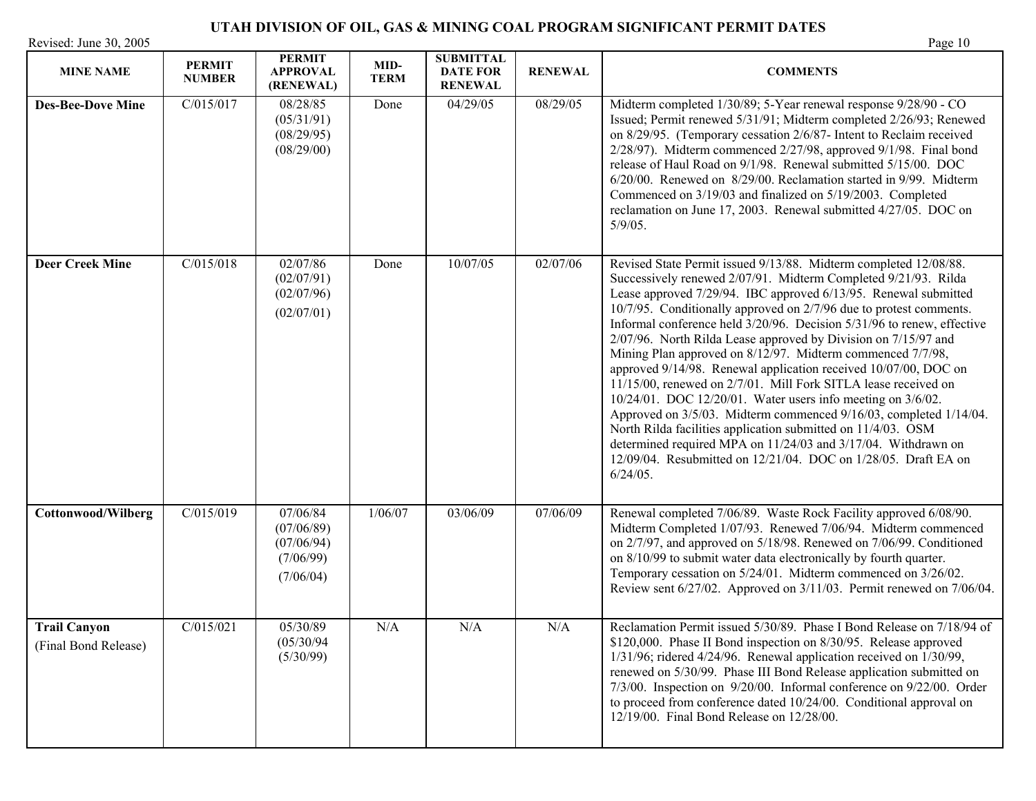# UTAH DIVISION OF OIL, GAS & MINING COAL PROGRAM SIGNIFICANT PERMIT DATES

Revised: June 30, 2005

| MINE NAME | PERMIT NUMBER | PERMIT APPROVAL (RENEWAL) | MID-TERM | SUBMITTAL DATE FOR RENEWAL | RENEWAL | COMMENTS |
|---|---|---|---|---|---|---|
| **Des-Bee-Dove Mine** | C/015/017 | 08/28/85 (05/31/91) (08/29/95) (08/29/00) | Done | 04/29/05 | 08/29/05 | Midterm completed 1/30/89; 5-Year renewal response 9/28/90 - CO Issued; Permit renewed 5/31/91; Midterm completed 2/26/93; Renewed on 8/29/95. (Temporary cessation 2/6/87- Intent to Reclaim received 2/28/97). Midterm commenced 2/27/98, approved 9/1/98. Final bond release of Haul Road on 9/1/98. Renewal submitted 5/15/00. DOC 6/20/00. Renewed on 8/29/00. Reclamation started in 9/99. Midterm Commenced on 3/19/03 and finalized on 5/19/2003. Completed reclamation on June 17, 2003. Renewal submitted 4/27/05. DOC on 5/9/05. |
| **Deer Creek Mine** | C/015/018 | 02/07/86 (02/07/91) (02/07/96) (02/07/01) | Done | 10/07/05 | 02/07/06 | Revised State Permit issued 9/13/88. Midterm completed 12/08/88. Successively renewed 2/07/91. Midterm Completed 9/21/93. Rilda Lease approved 7/29/94. IBC approved 6/13/95. Renewal submitted 10/7/95. Conditionally approved on 2/7/96 due to protest comments. Informal conference held 3/20/96. Decision 5/31/96 to renew, effective 2/07/96. North Rilda Lease approved by Division on 7/15/97 and Mining Plan approved on 8/12/97. Midterm commenced 7/7/98, approved 9/14/98. Renewal application received 10/07/00, DOC on 11/15/00, renewed on 2/7/01. Mill Fork SITLA lease received on 10/24/01. DOC 12/20/01. Water users info meeting on 3/6/02. Approved on 3/5/03. Midterm commenced 9/16/03, completed 1/14/04. North Rilda facilities application submitted on 11/4/03. OSM determined required MPA on 11/24/03 and 3/17/04. Withdrawn on 12/09/04. Resubmitted on 12/21/04. DOC on 1/28/05. Draft EA on 6/24/05. |
| **Cottonwood/Wilberg** | C/015/019 | 07/06/84 (07/06/89) (07/06/94) (7/06/99) (7/06/04) | 1/06/07 | 03/06/09 | 07/06/09 | Renewal completed 7/06/89. Waste Rock Facility approved 6/08/90. Midterm Completed 1/07/93. Renewed 7/06/94. Midterm commenced on 2/7/97, and approved on 5/18/98. Renewed on 7/06/99. Conditioned on 8/10/99 to submit water data electronically by fourth quarter. Temporary cessation on 5/24/01. Midterm commenced on 3/26/02. Review sent 6/27/02. Approved on 3/11/03. Permit renewed on 7/06/04. |
| **Trail Canyon** (Final Bond Release) | C/015/021 | 05/30/89 (05/30/94 (5/30/99) | N/A | N/A | N/A | Reclamation Permit issued 5/30/89. Phase I Bond Release on 7/18/94 of $120,000. Phase II Bond inspection on 8/30/95. Release approved 1/31/96; ridered 4/24/96. Renewal application received on 1/30/99, renewed on 5/30/99. Phase III Bond Release application submitted on 7/3/00. Inspection on 9/20/00. Informal conference on 9/22/00. Order to proceed from conference dated 10/24/00. Conditional approval on 12/19/00. Final Bond Release on 12/28/00. |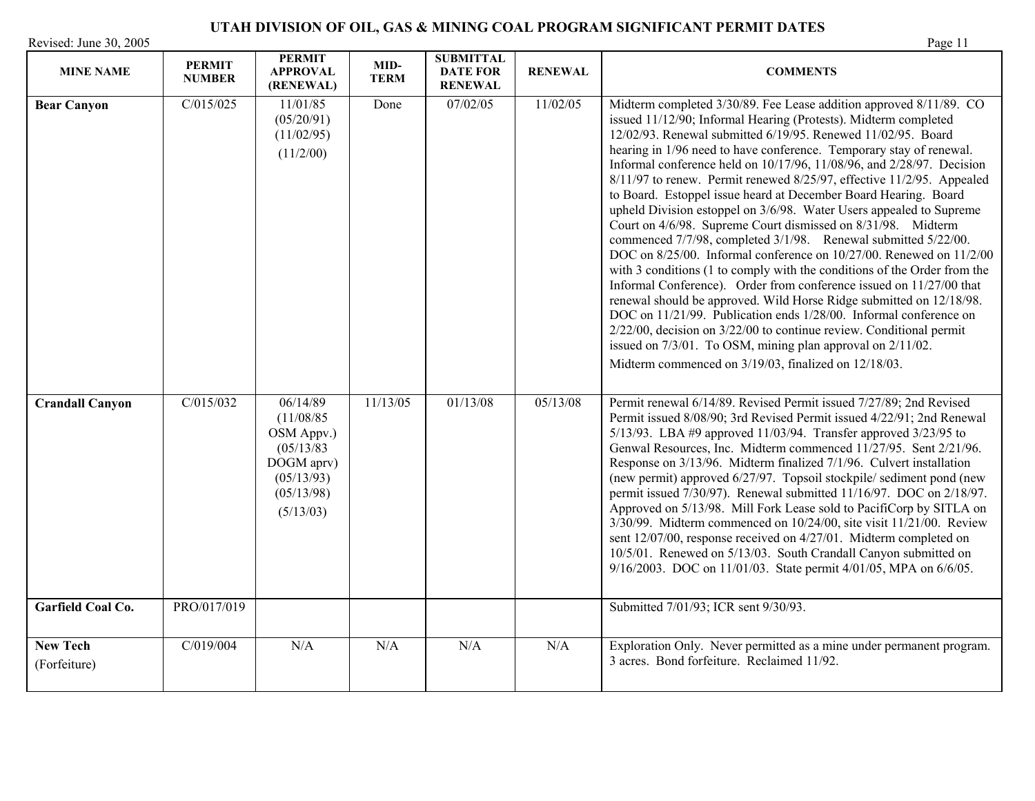# UTAH DIVISION OF OIL, GAS & MINING COAL PROGRAM SIGNIFICANT PERMIT DATES

Revised: June 30, 2005

| MINE NAME | PERMIT NUMBER | PERMIT APPROVAL (RENEWAL) | MID-TERM | SUBMITTAL DATE FOR RENEWAL | RENEWAL | COMMENTS |
|---|---|---|---|---|---|---|
| **Bear Canyon** | C/015/025 | 11/01/85 (05/20/91) (11/02/95) (11/2/00) | Done | 07/02/05 | 11/02/05 | Midterm completed 3/30/89. Fee Lease addition approved 8/11/89. CO issued 11/12/90; Informal Hearing (Protests). Midterm completed 12/02/93. Renewal submitted 6/19/95. Renewed 11/02/95. Board hearing in 1/96 need to have conference. Temporary stay of renewal. Informal conference held on 10/17/96, 11/08/96, and 2/28/97. Decision 8/11/97 to renew. Permit renewed 8/25/97, effective 11/2/95. Appealed to Board. Estoppel issue heard at December Board Hearing. Board upheld Division estoppel on 3/6/98. Water Users appealed to Supreme Court on 4/6/98. Supreme Court dismissed on 8/31/98. Midterm commenced 7/7/98, completed 3/1/98. Renewal submitted 5/22/00. DOC on 8/25/00. Informal conference on 10/27/00. Renewed on 11/2/00 with 3 conditions (1 to comply with the conditions of the Order from the Informal Conference). Order from conference issued on 11/27/00 that renewal should be approved. Wild Horse Ridge submitted on 12/18/98. DOC on 11/21/99. Publication ends 1/28/00. Informal conference on 2/22/00, decision on 3/22/00 to continue review. Conditional permit issued on 7/3/01. To OSM, mining plan approval on 2/11/02. Midterm commenced on 3/19/03, finalized on 12/18/03. |
| **Crandall Canyon** | C/015/032 | 06/14/89 (11/08/85 OSM Appv.) (05/13/83 DOGM aprv) (05/13/93) (05/13/98) (5/13/03) | 11/13/05 | 01/13/08 | 05/13/08 | Permit renewal 6/14/89. Revised Permit issued 7/27/89; 2nd Revised Permit issued 8/08/90; 3rd Revised Permit issued 4/22/91; 2nd Renewal 5/13/93. LBA #9 approved 11/03/94. Transfer approved 3/23/95 to Genwal Resources, Inc. Midterm commenced 11/27/95. Sent 2/21/96. Response on 3/13/96. Midterm finalized 7/1/96. Culvert installation (new permit) approved 6/27/97. Topsoil stockpile/ sediment pond (new permit issued 7/30/97). Renewal submitted 11/16/97. DOC on 2/18/97. Approved on 5/13/98. Mill Fork Lease sold to PacifiCorp by SITLA on 3/30/99. Midterm commenced on 10/24/00, site visit 11/21/00. Review sent 12/07/00, response received on 4/27/01. Midterm completed on 10/5/01. Renewed on 5/13/03. South Crandall Canyon submitted on 9/16/2003. DOC on 11/01/03. State permit 4/01/05, MPA on 6/6/05. |
| **Garfield Coal Co.** | PRO/017/019 | | | | | Submitted 7/01/93; ICR sent 9/30/93. |
| **New Tech** (Forfeiture) | C/019/004 | N/A | N/A | N/A | N/A | Exploration Only. Never permitted as a mine under permanent program. 3 acres. Bond forfeiture. Reclaimed 11/92. |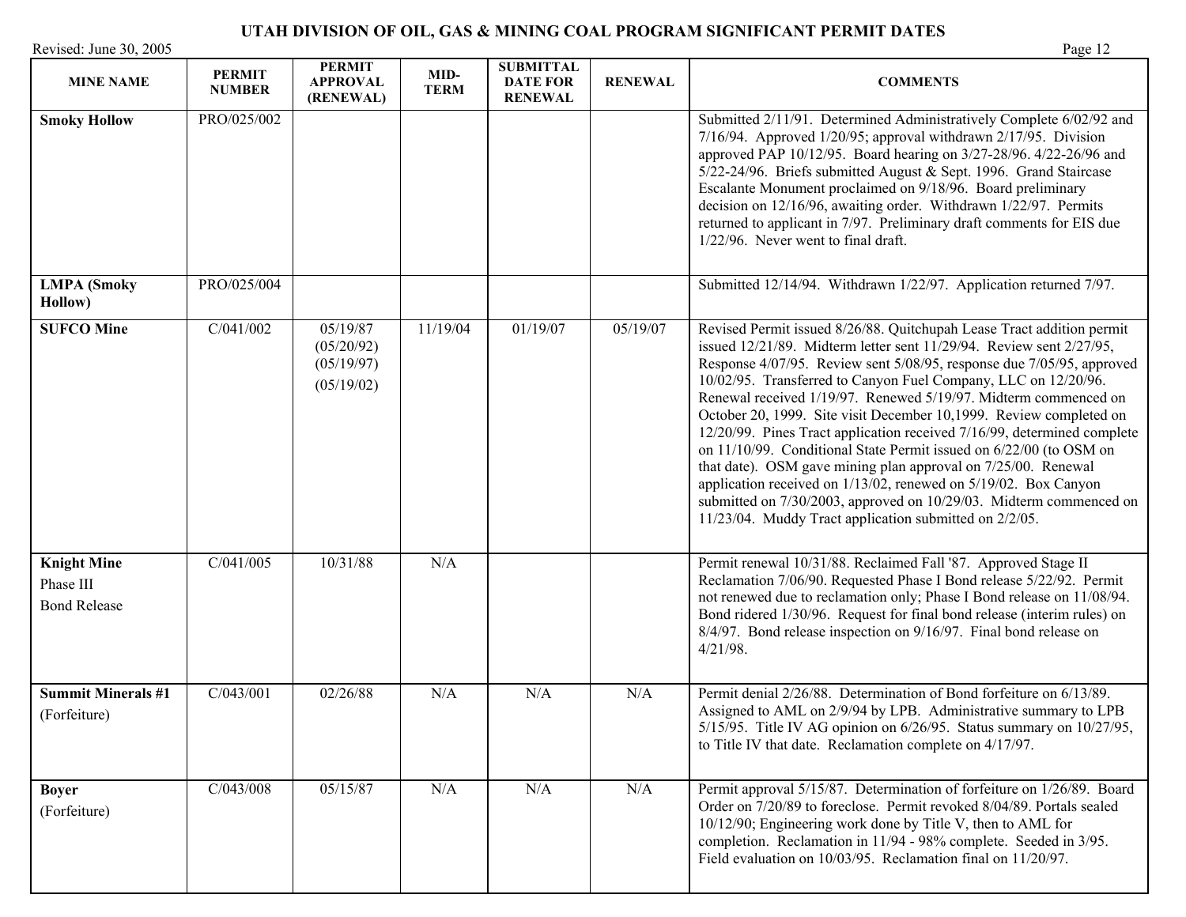# UTAH DIVISION OF OIL, GAS & MINING COAL PROGRAM SIGNIFICANT PERMIT DATES

Revised: June 30, 2005

| MINE NAME | PERMIT NUMBER | PERMIT APPROVAL (RENEWAL) | MID-TERM | SUBMITTAL DATE FOR RENEWAL | RENEWAL | COMMENTS |
|---|---|---|---|---|---|---|
| **Smoky Hollow** | PRO/025/002 | | | | | Submitted 2/11/91. Determined Administratively Complete 6/02/92 and 7/16/94. Approved 1/20/95; approval withdrawn 2/17/95. Division approved PAP 10/12/95. Board hearing on 3/27-28/96. 4/22-26/96 and 5/22-24/96. Briefs submitted August & Sept. 1996. Grand Staircase Escalante Monument proclaimed on 9/18/96. Board preliminary decision on 12/16/96, awaiting order. Withdrawn 1/22/97. Permits returned to applicant in 7/97. Preliminary draft comments for EIS due 1/22/96. Never went to final draft. |
| **LMPA (Smoky Hollow)** | PRO/025/004 | | | | | Submitted 12/14/94. Withdrawn 1/22/97. Application returned 7/97. |
| **SUFCO Mine** | C/041/002 | 05/19/87 (05/20/92) (05/19/97) (05/19/02) | 11/19/04 | 01/19/07 | 05/19/07 | Revised Permit issued 8/26/88. Quitchupah Lease Tract addition permit issued 12/21/89. Midterm letter sent 11/29/94. Review sent 2/27/95, Response 4/07/95. Review sent 5/08/95, response due 7/05/95, approved 10/02/95. Transferred to Canyon Fuel Company, LLC on 12/20/96. Renewal received 1/19/97. Renewed 5/19/97. Midterm commenced on October 20, 1999. Site visit December 10,1999. Review completed on 12/20/99. Pines Tract application received 7/16/99, determined complete on 11/10/99. Conditional State Permit issued on 6/22/00 (to OSM on that date). OSM gave mining plan approval on 7/25/00. Renewal application received on 1/13/02, renewed on 5/19/02. Box Canyon submitted on 7/30/2003, approved on 10/29/03. Midterm commenced on 11/23/04. Muddy Tract application submitted on 2/2/05. |
| **Knight Mine** Phase III Bond Release | C/041/005 | 10/31/88 | N/A | | | Permit renewal 10/31/88. Reclaimed Fall '87. Approved Stage II Reclamation 7/06/90. Requested Phase I Bond release 5/22/92. Permit not renewed due to reclamation only; Phase I Bond release on 11/08/94. Bond ridered 1/30/96. Request for final bond release (interim rules) on 8/4/97. Bond release inspection on 9/16/97. Final bond release on 4/21/98. |
| **Summit Minerals #1** (Forfeiture) | C/043/001 | 02/26/88 | N/A | N/A | N/A | Permit denial 2/26/88. Determination of Bond forfeiture on 6/13/89. Assigned to AML on 2/9/94 by LPB. Administrative summary to LPB 5/15/95. Title IV AG opinion on 6/26/95. Status summary on 10/27/95, to Title IV that date. Reclamation complete on 4/17/97. |
| **Boyer** (Forfeiture) | C/043/008 | 05/15/87 | N/A | N/A | N/A | Permit approval 5/15/87. Determination of forfeiture on 1/26/89. Board Order on 7/20/89 to foreclose. Permit revoked 8/04/89. Portals sealed 10/12/90; Engineering work done by Title V, then to AML for completion. Reclamation in 11/94 - 98% complete. Seeded in 3/95. Field evaluation on 10/03/95. Reclamation final on 11/20/97. |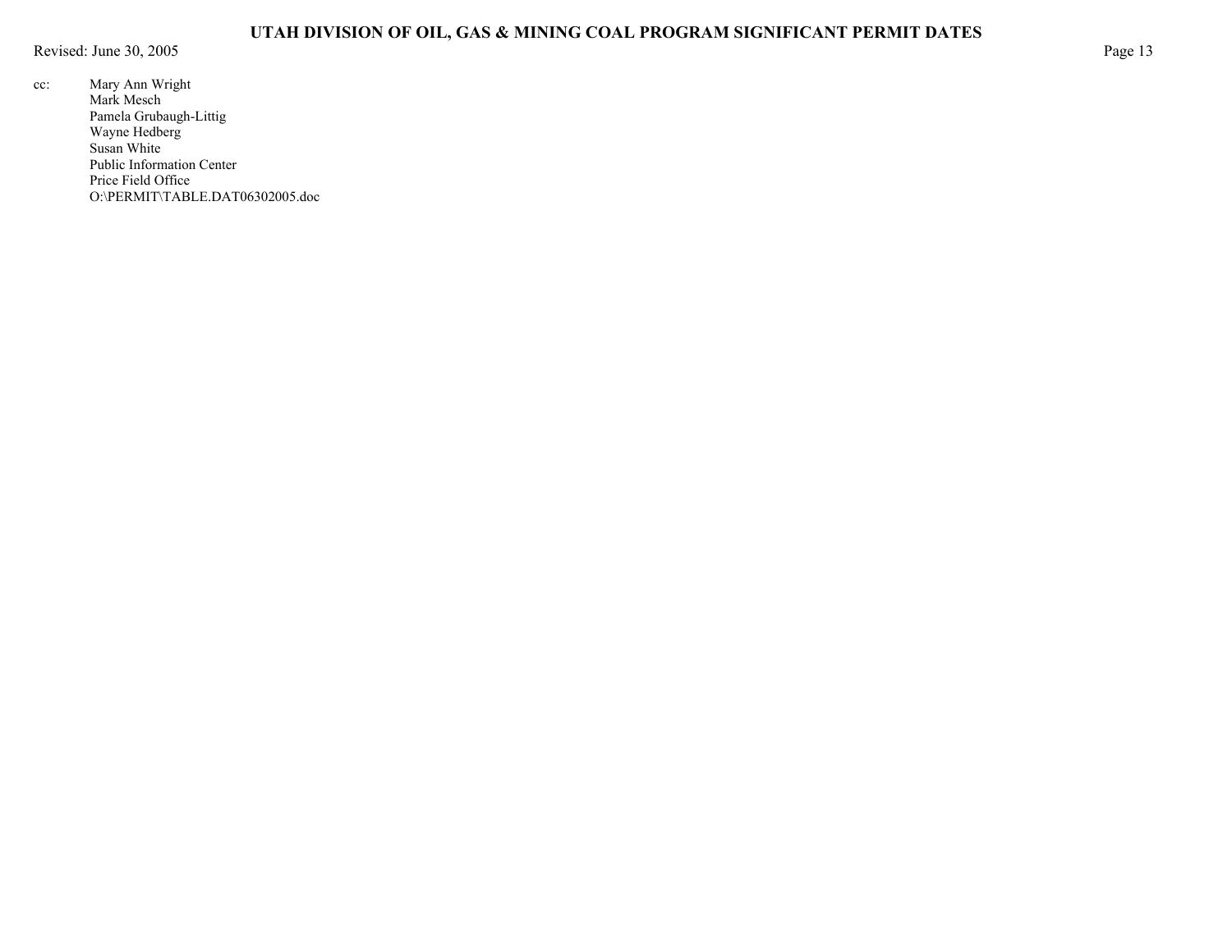cc: Mary Ann Wright
Mark Mesch
Pamela Grubaugh-Littig
Wayne Hedberg
Susan White
Public Information Center
Price Field Office
O:\PERMIT\TABLE.DAT06302005.doc